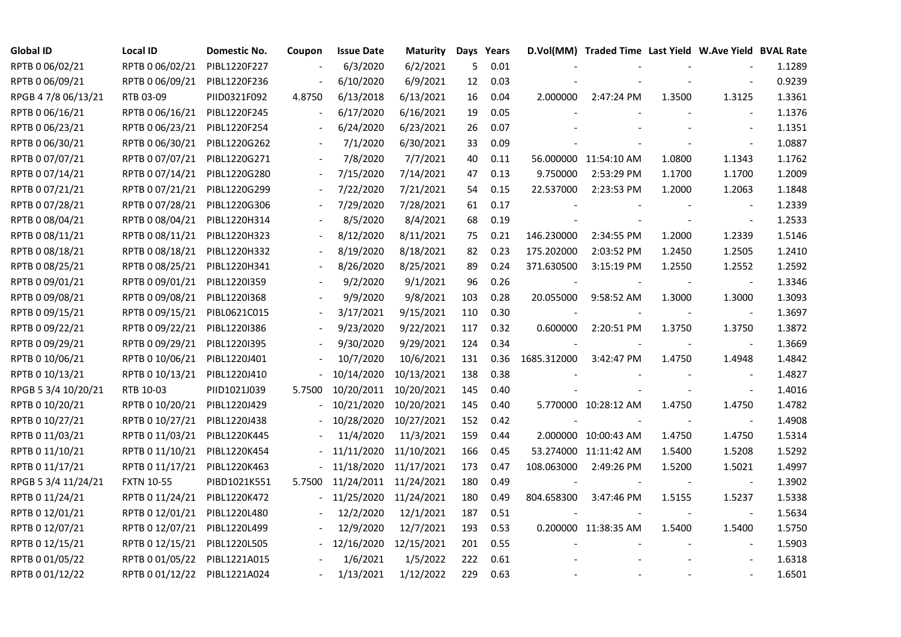| Global ID | Local ID | Domestic No. | Coupon | Issue Date | Maturity | Days | Years | D.Vol(MM) | Traded Time | Last Yield | W.Ave Yield | BVAL Rate |
|---|---|---|---|---|---|---|---|---|---|---|---|---|
| RPTB 0 06/02/21 | RPTB 0 06/02/21 | PIBL1220F227 | - | 6/3/2020 | 6/2/2021 | 5 | 0.01 | - | - | - | - | 1.1289 |
| RPTB 0 06/09/21 | RPTB 0 06/09/21 | PIBL1220F236 | - | 6/10/2020 | 6/9/2021 | 12 | 0.03 | - | - | - | - | 0.9239 |
| RPGB 4 7/8 06/13/21 | RTB 03-09 | PIID0321F092 | 4.8750 | 6/13/2018 | 6/13/2021 | 16 | 0.04 | 2.000000 | 2:47:24 PM | 1.3500 | 1.3125 | 1.3361 |
| RPTB 0 06/16/21 | RPTB 0 06/16/21 | PIBL1220F245 | - | 6/17/2020 | 6/16/2021 | 19 | 0.05 | - | - | - | - | 1.1376 |
| RPTB 0 06/23/21 | RPTB 0 06/23/21 | PIBL1220F254 | - | 6/24/2020 | 6/23/2021 | 26 | 0.07 | - | - | - | - | 1.1351 |
| RPTB 0 06/30/21 | RPTB 0 06/30/21 | PIBL1220G262 | - | 7/1/2020 | 6/30/2021 | 33 | 0.09 | - | - | - | - | 1.0887 |
| RPTB 0 07/07/21 | RPTB 0 07/07/21 | PIBL1220G271 | - | 7/8/2020 | 7/7/2021 | 40 | 0.11 | 56.000000 | 11:54:10 AM | 1.0800 | 1.1343 | 1.1762 |
| RPTB 0 07/14/21 | RPTB 0 07/14/21 | PIBL1220G280 | - | 7/15/2020 | 7/14/2021 | 47 | 0.13 | 9.750000 | 2:53:29 PM | 1.1700 | 1.1700 | 1.2009 |
| RPTB 0 07/21/21 | RPTB 0 07/21/21 | PIBL1220G299 | - | 7/22/2020 | 7/21/2021 | 54 | 0.15 | 22.537000 | 2:23:53 PM | 1.2000 | 1.2063 | 1.1848 |
| RPTB 0 07/28/21 | RPTB 0 07/28/21 | PIBL1220G306 | - | 7/29/2020 | 7/28/2021 | 61 | 0.17 | - | - | - | - | 1.2339 |
| RPTB 0 08/04/21 | RPTB 0 08/04/21 | PIBL1220H314 | - | 8/5/2020 | 8/4/2021 | 68 | 0.19 | - | - | - | - | 1.2533 |
| RPTB 0 08/11/21 | RPTB 0 08/11/21 | PIBL1220H323 | - | 8/12/2020 | 8/11/2021 | 75 | 0.21 | 146.230000 | 2:34:55 PM | 1.2000 | 1.2339 | 1.5146 |
| RPTB 0 08/18/21 | RPTB 0 08/18/21 | PIBL1220H332 | - | 8/19/2020 | 8/18/2021 | 82 | 0.23 | 175.202000 | 2:03:52 PM | 1.2450 | 1.2505 | 1.2410 |
| RPTB 0 08/25/21 | RPTB 0 08/25/21 | PIBL1220H341 | - | 8/26/2020 | 8/25/2021 | 89 | 0.24 | 371.630500 | 3:15:19 PM | 1.2550 | 1.2552 | 1.2592 |
| RPTB 0 09/01/21 | RPTB 0 09/01/21 | PIBL1220I359 | - | 9/2/2020 | 9/1/2021 | 96 | 0.26 | - | - | - | - | 1.3346 |
| RPTB 0 09/08/21 | RPTB 0 09/08/21 | PIBL1220I368 | - | 9/9/2020 | 9/8/2021 | 103 | 0.28 | 20.055000 | 9:58:52 AM | 1.3000 | 1.3000 | 1.3093 |
| RPTB 0 09/15/21 | RPTB 0 09/15/21 | PIBL0621C015 | - | 3/17/2021 | 9/15/2021 | 110 | 0.30 | - | - | - | - | 1.3697 |
| RPTB 0 09/22/21 | RPTB 0 09/22/21 | PIBL1220I386 | - | 9/23/2020 | 9/22/2021 | 117 | 0.32 | 0.600000 | 2:20:51 PM | 1.3750 | 1.3750 | 1.3872 |
| RPTB 0 09/29/21 | RPTB 0 09/29/21 | PIBL1220I395 | - | 9/30/2020 | 9/29/2021 | 124 | 0.34 | - | - | - | - | 1.3669 |
| RPTB 0 10/06/21 | RPTB 0 10/06/21 | PIBL1220J401 | - | 10/7/2020 | 10/6/2021 | 131 | 0.36 | 1685.312000 | 3:42:47 PM | 1.4750 | 1.4948 | 1.4842 |
| RPTB 0 10/13/21 | RPTB 0 10/13/21 | PIBL1220J410 | - | 10/14/2020 | 10/13/2021 | 138 | 0.38 | - | - | - | - | 1.4827 |
| RPGB 5 3/4 10/20/21 | RTB 10-03 | PIID1021J039 | 5.7500 | 10/20/2011 | 10/20/2021 | 145 | 0.40 | - | - | - | - | 1.4016 |
| RPTB 0 10/20/21 | RPTB 0 10/20/21 | PIBL1220J429 | - | 10/21/2020 | 10/20/2021 | 145 | 0.40 | 5.770000 | 10:28:12 AM | 1.4750 | 1.4750 | 1.4782 |
| RPTB 0 10/27/21 | RPTB 0 10/27/21 | PIBL1220J438 | - | 10/28/2020 | 10/27/2021 | 152 | 0.42 | - | - | - | - | 1.4908 |
| RPTB 0 11/03/21 | RPTB 0 11/03/21 | PIBL1220K445 | - | 11/4/2020 | 11/3/2021 | 159 | 0.44 | 2.000000 | 10:00:43 AM | 1.4750 | 1.4750 | 1.5314 |
| RPTB 0 11/10/21 | RPTB 0 11/10/21 | PIBL1220K454 | - | 11/11/2020 | 11/10/2021 | 166 | 0.45 | 53.274000 | 11:11:42 AM | 1.5400 | 1.5208 | 1.5292 |
| RPTB 0 11/17/21 | RPTB 0 11/17/21 | PIBL1220K463 | - | 11/18/2020 | 11/17/2021 | 173 | 0.47 | 108.063000 | 2:49:26 PM | 1.5200 | 1.5021 | 1.4997 |
| RPGB 5 3/4 11/24/21 | FXTN 10-55 | PIBD1021K551 | 5.7500 | 11/24/2011 | 11/24/2021 | 180 | 0.49 | - | - | - | - | 1.3902 |
| RPTB 0 11/24/21 | RPTB 0 11/24/21 | PIBL1220K472 | - | 11/25/2020 | 11/24/2021 | 180 | 0.49 | 804.658300 | 3:47:46 PM | 1.5155 | 1.5237 | 1.5338 |
| RPTB 0 12/01/21 | RPTB 0 12/01/21 | PIBL1220L480 | - | 12/2/2020 | 12/1/2021 | 187 | 0.51 | - | - | - | - | 1.5634 |
| RPTB 0 12/07/21 | RPTB 0 12/07/21 | PIBL1220L499 | - | 12/9/2020 | 12/7/2021 | 193 | 0.53 | 0.200000 | 11:38:35 AM | 1.5400 | 1.5400 | 1.5750 |
| RPTB 0 12/15/21 | RPTB 0 12/15/21 | PIBL1220L505 | - | 12/16/2020 | 12/15/2021 | 201 | 0.55 | - | - | - | - | 1.5903 |
| RPTB 0 01/05/22 | RPTB 0 01/05/22 | PIBL1221A015 | - | 1/6/2021 | 1/5/2022 | 222 | 0.61 | - | - | - | - | 1.6318 |
| RPTB 0 01/12/22 | RPTB 0 01/12/22 | PIBL1221A024 | - | 1/13/2021 | 1/12/2022 | 229 | 0.63 | - | - | - | - | 1.6501 |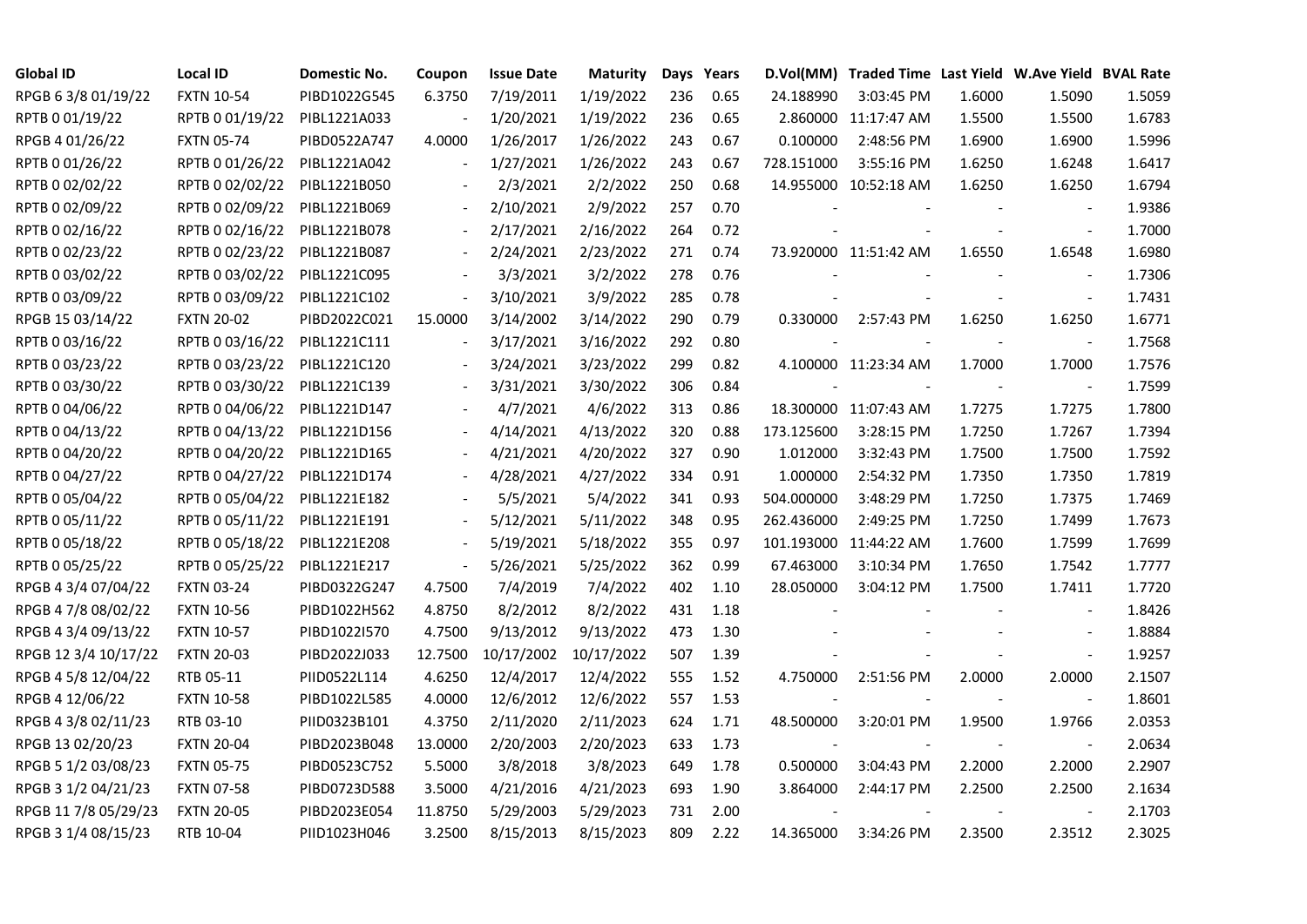| Global ID | Local ID | Domestic No. | Coupon | Issue Date | Maturity | Days | Years | D.Vol(MM) | Traded Time | Last Yield | W.Ave Yield | BVAL Rate |
|---|---|---|---|---|---|---|---|---|---|---|---|---|
| RPGB 6 3/8 01/19/22 | FXTN 10-54 | PIBD1022G545 | 6.3750 | 7/19/2011 | 1/19/2022 | 236 | 0.65 | 24.188990 | 3:03:45 PM | 1.6000 | 1.5090 | 1.5059 |
| RPTB 0 01/19/22 | RPTB 0 01/19/22 | PIBL1221A033 | - | 1/20/2021 | 1/19/2022 | 236 | 0.65 | 2.860000 | 11:17:47 AM | 1.5500 | 1.5500 | 1.6783 |
| RPGB 4 01/26/22 | FXTN 05-74 | PIBD0522A747 | 4.0000 | 1/26/2017 | 1/26/2022 | 243 | 0.67 | 0.100000 | 2:48:56 PM | 1.6900 | 1.6900 | 1.5996 |
| RPTB 0 01/26/22 | RPTB 0 01/26/22 | PIBL1221A042 | - | 1/27/2021 | 1/26/2022 | 243 | 0.67 | 728.151000 | 3:55:16 PM | 1.6250 | 1.6248 | 1.6417 |
| RPTB 0 02/02/22 | RPTB 0 02/02/22 | PIBL1221B050 | - | 2/3/2021 | 2/2/2022 | 250 | 0.68 | 14.955000 | 10:52:18 AM | 1.6250 | 1.6250 | 1.6794 |
| RPTB 0 02/09/22 | RPTB 0 02/09/22 | PIBL1221B069 | - | 2/10/2021 | 2/9/2022 | 257 | 0.70 | - | - | - | - | 1.9386 |
| RPTB 0 02/16/22 | RPTB 0 02/16/22 | PIBL1221B078 | - | 2/17/2021 | 2/16/2022 | 264 | 0.72 | - | - | - | - | 1.7000 |
| RPTB 0 02/23/22 | RPTB 0 02/23/22 | PIBL1221B087 | - | 2/24/2021 | 2/23/2022 | 271 | 0.74 | 73.920000 | 11:51:42 AM | 1.6550 | 1.6548 | 1.6980 |
| RPTB 0 03/02/22 | RPTB 0 03/02/22 | PIBL1221C095 | - | 3/3/2021 | 3/2/2022 | 278 | 0.76 | - | - | - | - | 1.7306 |
| RPTB 0 03/09/22 | RPTB 0 03/09/22 | PIBL1221C102 | - | 3/10/2021 | 3/9/2022 | 285 | 0.78 | - | - | - | - | 1.7431 |
| RPGB 15 03/14/22 | FXTN 20-02 | PIBD2022C021 | 15.0000 | 3/14/2002 | 3/14/2022 | 290 | 0.79 | 0.330000 | 2:57:43 PM | 1.6250 | 1.6250 | 1.6771 |
| RPTB 0 03/16/22 | RPTB 0 03/16/22 | PIBL1221C111 | - | 3/17/2021 | 3/16/2022 | 292 | 0.80 | - | - | - | - | 1.7568 |
| RPTB 0 03/23/22 | RPTB 0 03/23/22 | PIBL1221C120 | - | 3/24/2021 | 3/23/2022 | 299 | 0.82 | 4.100000 | 11:23:34 AM | 1.7000 | 1.7000 | 1.7576 |
| RPTB 0 03/30/22 | RPTB 0 03/30/22 | PIBL1221C139 | - | 3/31/2021 | 3/30/2022 | 306 | 0.84 | - | - | - | - | 1.7599 |
| RPTB 0 04/06/22 | RPTB 0 04/06/22 | PIBL1221D147 | - | 4/7/2021 | 4/6/2022 | 313 | 0.86 | 18.300000 | 11:07:43 AM | 1.7275 | 1.7275 | 1.7800 |
| RPTB 0 04/13/22 | RPTB 0 04/13/22 | PIBL1221D156 | - | 4/14/2021 | 4/13/2022 | 320 | 0.88 | 173.125600 | 3:28:15 PM | 1.7250 | 1.7267 | 1.7394 |
| RPTB 0 04/20/22 | RPTB 0 04/20/22 | PIBL1221D165 | - | 4/21/2021 | 4/20/2022 | 327 | 0.90 | 1.012000 | 3:32:43 PM | 1.7500 | 1.7500 | 1.7592 |
| RPTB 0 04/27/22 | RPTB 0 04/27/22 | PIBL1221D174 | - | 4/28/2021 | 4/27/2022 | 334 | 0.91 | 1.000000 | 2:54:32 PM | 1.7350 | 1.7350 | 1.7819 |
| RPTB 0 05/04/22 | RPTB 0 05/04/22 | PIBL1221E182 | - | 5/5/2021 | 5/4/2022 | 341 | 0.93 | 504.000000 | 3:48:29 PM | 1.7250 | 1.7375 | 1.7469 |
| RPTB 0 05/11/22 | RPTB 0 05/11/22 | PIBL1221E191 | - | 5/12/2021 | 5/11/2022 | 348 | 0.95 | 262.436000 | 2:49:25 PM | 1.7250 | 1.7499 | 1.7673 |
| RPTB 0 05/18/22 | RPTB 0 05/18/22 | PIBL1221E208 | - | 5/19/2021 | 5/18/2022 | 355 | 0.97 | 101.193000 | 11:44:22 AM | 1.7600 | 1.7599 | 1.7699 |
| RPTB 0 05/25/22 | RPTB 0 05/25/22 | PIBL1221E217 | - | 5/26/2021 | 5/25/2022 | 362 | 0.99 | 67.463000 | 3:10:34 PM | 1.7650 | 1.7542 | 1.7777 |
| RPGB 4 3/4 07/04/22 | FXTN 03-24 | PIBD0322G247 | 4.7500 | 7/4/2019 | 7/4/2022 | 402 | 1.10 | 28.050000 | 3:04:12 PM | 1.7500 | 1.7411 | 1.7720 |
| RPGB 4 7/8 08/02/22 | FXTN 10-56 | PIBD1022H562 | 4.8750 | 8/2/2012 | 8/2/2022 | 431 | 1.18 | - | - | - | - | 1.8426 |
| RPGB 4 3/4 09/13/22 | FXTN 10-57 | PIBD1022I570 | 4.7500 | 9/13/2012 | 9/13/2022 | 473 | 1.30 | - | - | - | - | 1.8884 |
| RPGB 12 3/4 10/17/22 | FXTN 20-03 | PIBD2022J033 | 12.7500 | 10/17/2002 | 10/17/2022 | 507 | 1.39 | - | - | - | - | 1.9257 |
| RPGB 4 5/8 12/04/22 | RTB 05-11 | PIID0522L114 | 4.6250 | 12/4/2017 | 12/4/2022 | 555 | 1.52 | 4.750000 | 2:51:56 PM | 2.0000 | 2.0000 | 2.1507 |
| RPGB 4 12/06/22 | FXTN 10-58 | PIBD1022L585 | 4.0000 | 12/6/2012 | 12/6/2022 | 557 | 1.53 | - | - | - | - | 1.8601 |
| RPGB 4 3/8 02/11/23 | RTB 03-10 | PIID0323B101 | 4.3750 | 2/11/2020 | 2/11/2023 | 624 | 1.71 | 48.500000 | 3:20:01 PM | 1.9500 | 1.9766 | 2.0353 |
| RPGB 13 02/20/23 | FXTN 20-04 | PIBD2023B048 | 13.0000 | 2/20/2003 | 2/20/2023 | 633 | 1.73 | - | - | - | - | 2.0634 |
| RPGB 5 1/2 03/08/23 | FXTN 05-75 | PIBD0523C752 | 5.5000 | 3/8/2018 | 3/8/2023 | 649 | 1.78 | 0.500000 | 3:04:43 PM | 2.2000 | 2.2000 | 2.2907 |
| RPGB 3 1/2 04/21/23 | FXTN 07-58 | PIBD0723D588 | 3.5000 | 4/21/2016 | 4/21/2023 | 693 | 1.90 | 3.864000 | 2:44:17 PM | 2.2500 | 2.2500 | 2.1634 |
| RPGB 11 7/8 05/29/23 | FXTN 20-05 | PIBD2023E054 | 11.8750 | 5/29/2003 | 5/29/2023 | 731 | 2.00 | - | - | - | - | 2.1703 |
| RPGB 3 1/4 08/15/23 | RTB 10-04 | PIID1023H046 | 3.2500 | 8/15/2013 | 8/15/2023 | 809 | 2.22 | 14.365000 | 3:34:26 PM | 2.3500 | 2.3512 | 2.3025 |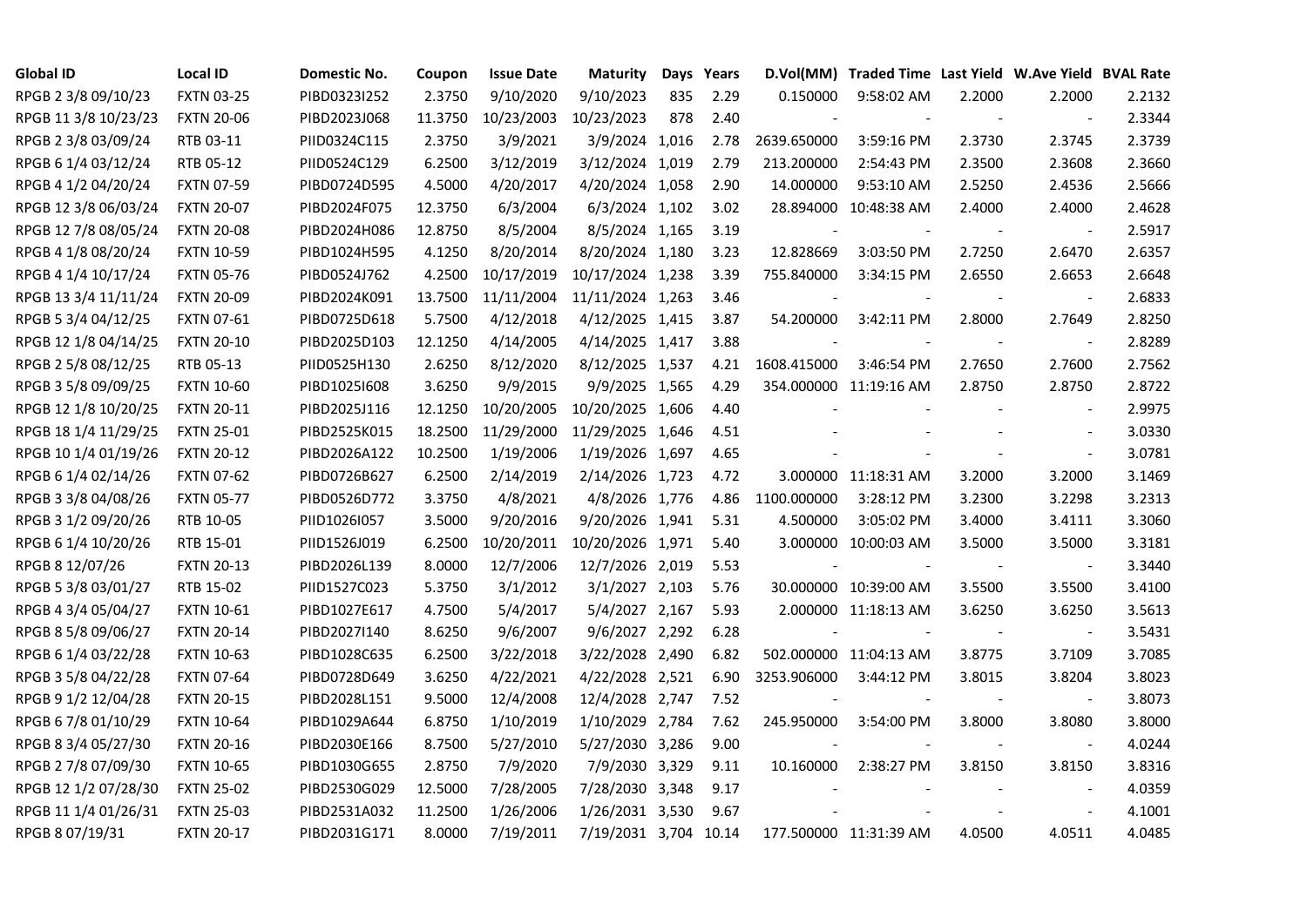| Global ID | Local ID | Domestic No. | Coupon | Issue Date | Maturity | Days | Years | D.Vol(MM) | Traded Time | Last Yield | W.Ave Yield | BVAL Rate |
|---|---|---|---|---|---|---|---|---|---|---|---|---|
| RPGB 2 3/8 09/10/23 | FXTN 03-25 | PIBD0323I252 | 2.3750 | 9/10/2020 | 9/10/2023 | 835 | 2.29 | 0.150000 | 9:58:02 AM | 2.2000 | 2.2000 | 2.2132 |
| RPGB 11 3/8 10/23/23 | FXTN 20-06 | PIBD2023J068 | 11.3750 | 10/23/2003 | 10/23/2023 | 878 | 2.40 | - | - | - | - | 2.3344 |
| RPGB 2 3/8 03/09/24 | RTB 03-11 | PIID0324C115 | 2.3750 | 3/9/2021 | 3/9/2024 | 1,016 | 2.78 | 2639.650000 | 3:59:16 PM | 2.3730 | 2.3745 | 2.3739 |
| RPGB 6 1/4 03/12/24 | RTB 05-12 | PIID0524C129 | 6.2500 | 3/12/2019 | 3/12/2024 | 1,019 | 2.79 | 213.200000 | 2:54:43 PM | 2.3500 | 2.3608 | 2.3660 |
| RPGB 4 1/2 04/20/24 | FXTN 07-59 | PIBD0724D595 | 4.5000 | 4/20/2017 | 4/20/2024 | 1,058 | 2.90 | 14.000000 | 9:53:10 AM | 2.5250 | 2.4536 | 2.5666 |
| RPGB 12 3/8 06/03/24 | FXTN 20-07 | PIBD2024F075 | 12.3750 | 6/3/2004 | 6/3/2024 | 1,102 | 3.02 | 28.894000 | 10:48:38 AM | 2.4000 | 2.4000 | 2.4628 |
| RPGB 12 7/8 08/05/24 | FXTN 20-08 | PIBD2024H086 | 12.8750 | 8/5/2004 | 8/5/2024 | 1,165 | 3.19 | - | - | - | - | 2.5917 |
| RPGB 4 1/8 08/20/24 | FXTN 10-59 | PIBD1024H595 | 4.1250 | 8/20/2014 | 8/20/2024 | 1,180 | 3.23 | 12.828669 | 3:03:50 PM | 2.7250 | 2.6470 | 2.6357 |
| RPGB 4 1/4 10/17/24 | FXTN 05-76 | PIBD0524J762 | 4.2500 | 10/17/2019 | 10/17/2024 | 1,238 | 3.39 | 755.840000 | 3:34:15 PM | 2.6550 | 2.6653 | 2.6648 |
| RPGB 13 3/4 11/11/24 | FXTN 20-09 | PIBD2024K091 | 13.7500 | 11/11/2004 | 11/11/2024 | 1,263 | 3.46 | - | - | - | - | 2.6833 |
| RPGB 5 3/4 04/12/25 | FXTN 07-61 | PIBD0725D618 | 5.7500 | 4/12/2018 | 4/12/2025 | 1,415 | 3.87 | 54.200000 | 3:42:11 PM | 2.8000 | 2.7649 | 2.8250 |
| RPGB 12 1/8 04/14/25 | FXTN 20-10 | PIBD2025D103 | 12.1250 | 4/14/2005 | 4/14/2025 | 1,417 | 3.88 | - | - | - | - | 2.8289 |
| RPGB 2 5/8 08/12/25 | RTB 05-13 | PIID0525H130 | 2.6250 | 8/12/2020 | 8/12/2025 | 1,537 | 4.21 | 1608.415000 | 3:46:54 PM | 2.7650 | 2.7600 | 2.7562 |
| RPGB 3 5/8 09/09/25 | FXTN 10-60 | PIBD1025I608 | 3.6250 | 9/9/2015 | 9/9/2025 | 1,565 | 4.29 | 354.000000 | 11:19:16 AM | 2.8750 | 2.8750 | 2.8722 |
| RPGB 12 1/8 10/20/25 | FXTN 20-11 | PIBD2025J116 | 12.1250 | 10/20/2005 | 10/20/2025 | 1,606 | 4.40 | - | - | - | - | 2.9975 |
| RPGB 18 1/4 11/29/25 | FXTN 25-01 | PIBD2525K015 | 18.2500 | 11/29/2000 | 11/29/2025 | 1,646 | 4.51 | - | - | - | - | 3.0330 |
| RPGB 10 1/4 01/19/26 | FXTN 20-12 | PIBD2026A122 | 10.2500 | 1/19/2006 | 1/19/2026 | 1,697 | 4.65 | - | - | - | - | 3.0781 |
| RPGB 6 1/4 02/14/26 | FXTN 07-62 | PIBD0726B627 | 6.2500 | 2/14/2019 | 2/14/2026 | 1,723 | 4.72 | 3.000000 | 11:18:31 AM | 3.2000 | 3.2000 | 3.1469 |
| RPGB 3 3/8 04/08/26 | FXTN 05-77 | PIBD0526D772 | 3.3750 | 4/8/2021 | 4/8/2026 | 1,776 | 4.86 | 1100.000000 | 3:28:12 PM | 3.2300 | 3.2298 | 3.2313 |
| RPGB 3 1/2 09/20/26 | RTB 10-05 | PIID1026I057 | 3.5000 | 9/20/2016 | 9/20/2026 | 1,941 | 5.31 | 4.500000 | 3:05:02 PM | 3.4000 | 3.4111 | 3.3060 |
| RPGB 6 1/4 10/20/26 | RTB 15-01 | PIID1526J019 | 6.2500 | 10/20/2011 | 10/20/2026 | 1,971 | 5.40 | 3.000000 | 10:00:03 AM | 3.5000 | 3.5000 | 3.3181 |
| RPGB 8 12/07/26 | FXTN 20-13 | PIBD2026L139 | 8.0000 | 12/7/2006 | 12/7/2026 | 2,019 | 5.53 | - | - | - | - | 3.3440 |
| RPGB 5 3/8 03/01/27 | RTB 15-02 | PIID1527C023 | 5.3750 | 3/1/2012 | 3/1/2027 | 2,103 | 5.76 | 30.000000 | 10:39:00 AM | 3.5500 | 3.5500 | 3.4100 |
| RPGB 4 3/4 05/04/27 | FXTN 10-61 | PIBD1027E617 | 4.7500 | 5/4/2017 | 5/4/2027 | 2,167 | 5.93 | 2.000000 | 11:18:13 AM | 3.6250 | 3.6250 | 3.5613 |
| RPGB 8 5/8 09/06/27 | FXTN 20-14 | PIBD2027I140 | 8.6250 | 9/6/2007 | 9/6/2027 | 2,292 | 6.28 | - | - | - | - | 3.5431 |
| RPGB 6 1/4 03/22/28 | FXTN 10-63 | PIBD1028C635 | 6.2500 | 3/22/2018 | 3/22/2028 | 2,490 | 6.82 | 502.000000 | 11:04:13 AM | 3.8775 | 3.7109 | 3.7085 |
| RPGB 3 5/8 04/22/28 | FXTN 07-64 | PIBD0728D649 | 3.6250 | 4/22/2021 | 4/22/2028 | 2,521 | 6.90 | 3253.906000 | 3:44:12 PM | 3.8015 | 3.8204 | 3.8023 |
| RPGB 9 1/2 12/04/28 | FXTN 20-15 | PIBD2028L151 | 9.5000 | 12/4/2008 | 12/4/2028 | 2,747 | 7.52 | - | - | - | - | 3.8073 |
| RPGB 6 7/8 01/10/29 | FXTN 10-64 | PIBD1029A644 | 6.8750 | 1/10/2019 | 1/10/2029 | 2,784 | 7.62 | 245.950000 | 3:54:00 PM | 3.8000 | 3.8080 | 3.8000 |
| RPGB 8 3/4 05/27/30 | FXTN 20-16 | PIBD2030E166 | 8.7500 | 5/27/2010 | 5/27/2030 | 3,286 | 9.00 | - | - | - | - | 4.0244 |
| RPGB 2 7/8 07/09/30 | FXTN 10-65 | PIBD1030G655 | 2.8750 | 7/9/2020 | 7/9/2030 | 3,329 | 9.11 | 10.160000 | 2:38:27 PM | 3.8150 | 3.8150 | 3.8316 |
| RPGB 12 1/2 07/28/30 | FXTN 25-02 | PIBD2530G029 | 12.5000 | 7/28/2005 | 7/28/2030 | 3,348 | 9.17 | - | - | - | - | 4.0359 |
| RPGB 11 1/4 01/26/31 | FXTN 25-03 | PIBD2531A032 | 11.2500 | 1/26/2006 | 1/26/2031 | 3,530 | 9.67 | - | - | - | - | 4.1001 |
| RPGB 8 07/19/31 | FXTN 20-17 | PIBD2031G171 | 8.0000 | 7/19/2011 | 7/19/2031 | 3,704 | 10.14 | 177.500000 | 11:31:39 AM | 4.0500 | 4.0511 | 4.0485 |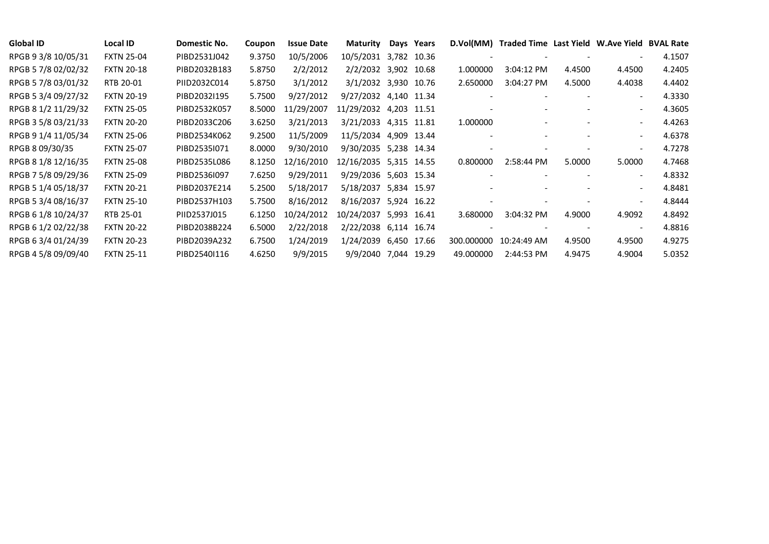| Global ID | Local ID | Domestic No. | Coupon | Issue Date | Maturity | Days | Years | D.Vol(MM) | Traded Time | Last Yield | W.Ave Yield | BVAL Rate |
|---|---|---|---|---|---|---|---|---|---|---|---|---|
| RPGB 9 3/8 10/05/31 | FXTN 25-04 | PIBD2531J042 | 9.3750 | 10/5/2006 | 10/5/2031 | 3,782 | 10.36 | - | - | - | - | 4.1507 |
| RPGB 5 7/8 02/02/32 | FXTN 20-18 | PIBD2032B183 | 5.8750 | 2/2/2012 | 2/2/2032 | 3,902 | 10.68 | 1.000000 | 3:04:12 PM | 4.4500 | 4.4500 | 4.2405 |
| RPGB 5 7/8 03/01/32 | RTB 20-01 | PIID2032C014 | 5.8750 | 3/1/2012 | 3/1/2032 | 3,930 | 10.76 | 2.650000 | 3:04:27 PM | 4.5000 | 4.4038 | 4.4402 |
| RPGB 5 3/4 09/27/32 | FXTN 20-19 | PIBD2032I195 | 5.7500 | 9/27/2012 | 9/27/2032 | 4,140 | 11.34 | - | - | - | - | 4.3330 |
| RPGB 8 1/2 11/29/32 | FXTN 25-05 | PIBD2532K057 | 8.5000 | 11/29/2007 | 11/29/2032 | 4,203 | 11.51 | - | - | - | - | 4.3605 |
| RPGB 3 5/8 03/21/33 | FXTN 20-20 | PIBD2033C206 | 3.6250 | 3/21/2013 | 3/21/2033 | 4,315 | 11.81 | 1.000000 | - | - | - | 4.4263 |
| RPGB 9 1/4 11/05/34 | FXTN 25-06 | PIBD2534K062 | 9.2500 | 11/5/2009 | 11/5/2034 | 4,909 | 13.44 | - | - | - | - | 4.6378 |
| RPGB 8 09/30/35 | FXTN 25-07 | PIBD2535I071 | 8.0000 | 9/30/2010 | 9/30/2035 | 5,238 | 14.34 | - | - | - | - | 4.7278 |
| RPGB 8 1/8 12/16/35 | FXTN 25-08 | PIBD2535L086 | 8.1250 | 12/16/2010 | 12/16/2035 | 5,315 | 14.55 | 0.800000 | 2:58:44 PM | 5.0000 | 5.0000 | 4.7468 |
| RPGB 7 5/8 09/29/36 | FXTN 25-09 | PIBD2536I097 | 7.6250 | 9/29/2011 | 9/29/2036 | 5,603 | 15.34 | - | - | - | - | 4.8332 |
| RPGB 5 1/4 05/18/37 | FXTN 20-21 | PIBD2037E214 | 5.2500 | 5/18/2017 | 5/18/2037 | 5,834 | 15.97 | - | - | - | - | 4.8481 |
| RPGB 5 3/4 08/16/37 | FXTN 25-10 | PIBD2537H103 | 5.7500 | 8/16/2012 | 8/16/2037 | 5,924 | 16.22 | - | - | - | - | 4.8444 |
| RPGB 6 1/8 10/24/37 | RTB 25-01 | PIID2537J015 | 6.1250 | 10/24/2012 | 10/24/2037 | 5,993 | 16.41 | 3.680000 | 3:04:32 PM | 4.9000 | 4.9092 | 4.8492 |
| RPGB 6 1/2 02/22/38 | FXTN 20-22 | PIBD2038B224 | 6.5000 | 2/22/2018 | 2/22/2038 | 6,114 | 16.74 | - | - | - | - | 4.8816 |
| RPGB 6 3/4 01/24/39 | FXTN 20-23 | PIBD2039A232 | 6.7500 | 1/24/2019 | 1/24/2039 | 6,450 | 17.66 | 300.000000 | 10:24:49 AM | 4.9500 | 4.9500 | 4.9275 |
| RPGB 4 5/8 09/09/40 | FXTN 25-11 | PIBD2540I116 | 4.6250 | 9/9/2015 | 9/9/2040 | 7,044 | 19.29 | 49.000000 | 2:44:53 PM | 4.9475 | 4.9004 | 5.0352 |